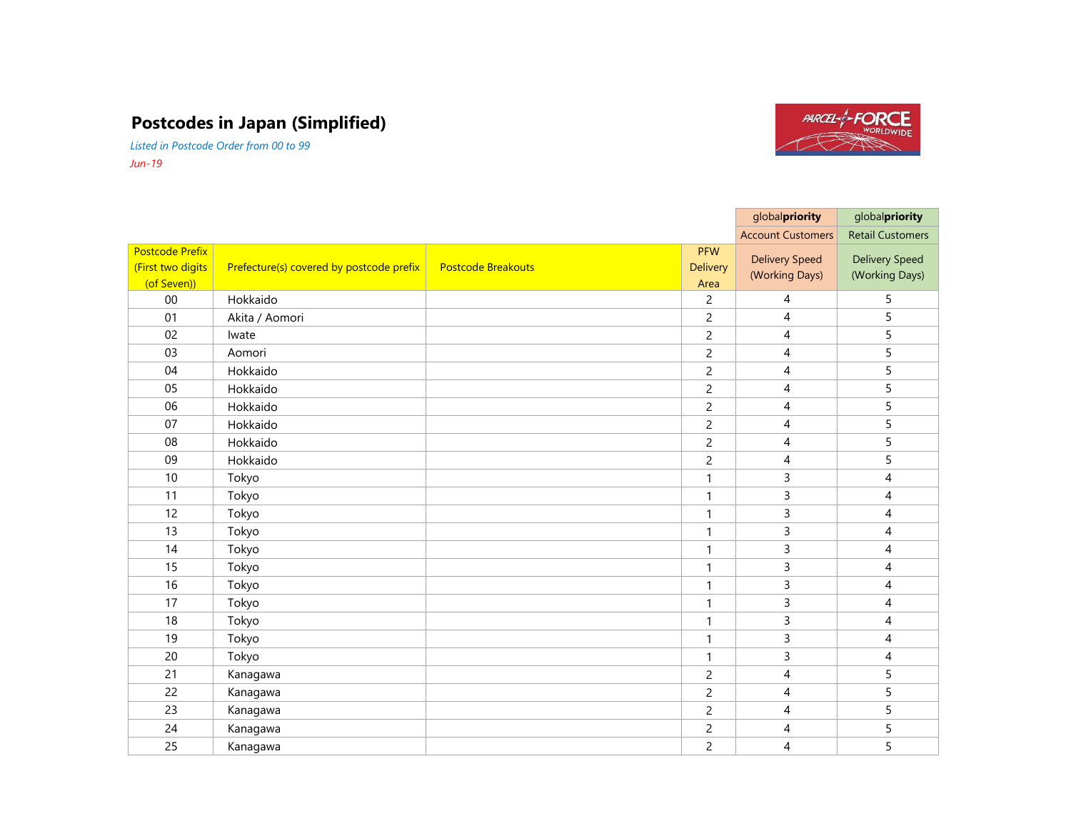# Postcodes in Japan (Simplified)

*Listed in Postcode Order from 00 to 99*

*Jun-19*

| | | | | globalpriority | globalpriority |
|---|---|---|---|---|---|
| | | | | Account Customers | Retail Customers |
| Postcode Prefix (First two digits (of Seven)) | Prefecture(s) covered by postcode prefix | Postcode Breakouts | PFW Delivery Area | Delivery Speed (Working Days) | Delivery Speed (Working Days) |
| 00 | Hokkaido | | 2 | 4 | 5 |
| 01 | Akita / Aomori | | 2 | 4 | 5 |
| 02 | Iwate | | 2 | 4 | 5 |
| 03 | Aomori | | 2 | 4 | 5 |
| 04 | Hokkaido | | 2 | 4 | 5 |
| 05 | Hokkaido | | 2 | 4 | 5 |
| 06 | Hokkaido | | 2 | 4 | 5 |
| 07 | Hokkaido | | 2 | 4 | 5 |
| 08 | Hokkaido | | 2 | 4 | 5 |
| 09 | Hokkaido | | 2 | 4 | 5 |
| 10 | Tokyo | | 1 | 3 | 4 |
| 11 | Tokyo | | 1 | 3 | 4 |
| 12 | Tokyo | | 1 | 3 | 4 |
| 13 | Tokyo | | 1 | 3 | 4 |
| 14 | Tokyo | | 1 | 3 | 4 |
| 15 | Tokyo | | 1 | 3 | 4 |
| 16 | Tokyo | | 1 | 3 | 4 |
| 17 | Tokyo | | 1 | 3 | 4 |
| 18 | Tokyo | | 1 | 3 | 4 |
| 19 | Tokyo | | 1 | 3 | 4 |
| 20 | Tokyo | | 1 | 3 | 4 |
| 21 | Kanagawa | | 2 | 4 | 5 |
| 22 | Kanagawa | | 2 | 4 | 5 |
| 23 | Kanagawa | | 2 | 4 | 5 |
| 24 | Kanagawa | | 2 | 4 | 5 |
| 25 | Kanagawa | | 2 | 4 | 5 |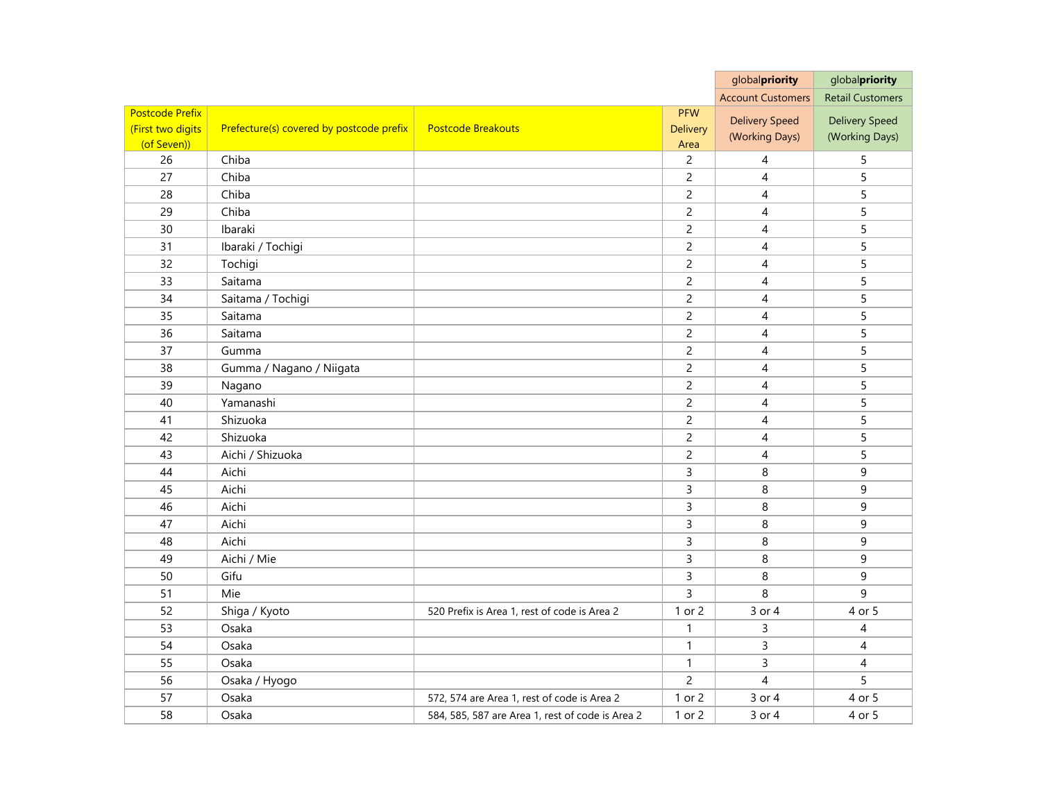| | | | | global**priority** | global**priority** |
|---|---|---|---|---|---|
| | | | | Account Customers | Retail Customers |
| Postcode Prefix (First two digits (of Seven)) | Prefecture(s) covered by postcode prefix | Postcode Breakouts | PFW Delivery Area | Delivery Speed (Working Days) | Delivery Speed (Working Days) |
| 26 | Chiba | | 2 | 4 | 5 |
| 27 | Chiba | | 2 | 4 | 5 |
| 28 | Chiba | | 2 | 4 | 5 |
| 29 | Chiba | | 2 | 4 | 5 |
| 30 | Ibaraki | | 2 | 4 | 5 |
| 31 | Ibaraki / Tochigi | | 2 | 4 | 5 |
| 32 | Tochigi | | 2 | 4 | 5 |
| 33 | Saitama | | 2 | 4 | 5 |
| 34 | Saitama / Tochigi | | 2 | 4 | 5 |
| 35 | Saitama | | 2 | 4 | 5 |
| 36 | Saitama | | 2 | 4 | 5 |
| 37 | Gumma | | 2 | 4 | 5 |
| 38 | Gumma / Nagano / Niigata | | 2 | 4 | 5 |
| 39 | Nagano | | 2 | 4 | 5 |
| 40 | Yamanashi | | 2 | 4 | 5 |
| 41 | Shizuoka | | 2 | 4 | 5 |
| 42 | Shizuoka | | 2 | 4 | 5 |
| 43 | Aichi / Shizuoka | | 2 | 4 | 5 |
| 44 | Aichi | | 3 | 8 | 9 |
| 45 | Aichi | | 3 | 8 | 9 |
| 46 | Aichi | | 3 | 8 | 9 |
| 47 | Aichi | | 3 | 8 | 9 |
| 48 | Aichi | | 3 | 8 | 9 |
| 49 | Aichi / Mie | | 3 | 8 | 9 |
| 50 | Gifu | | 3 | 8 | 9 |
| 51 | Mie | | 3 | 8 | 9 |
| 52 | Shiga / Kyoto | 520 Prefix is Area 1, rest of code is Area 2 | 1 or 2 | 3 or 4 | 4 or 5 |
| 53 | Osaka | | 1 | 3 | 4 |
| 54 | Osaka | | 1 | 3 | 4 |
| 55 | Osaka | | 1 | 3 | 4 |
| 56 | Osaka / Hyogo | | 2 | 4 | 5 |
| 57 | Osaka | 572, 574 are Area 1, rest of code is Area 2 | 1 or 2 | 3 or 4 | 4 or 5 |
| 58 | Osaka | 584, 585, 587 are Area 1, rest of code is Area 2 | 1 or 2 | 3 or 4 | 4 or 5 |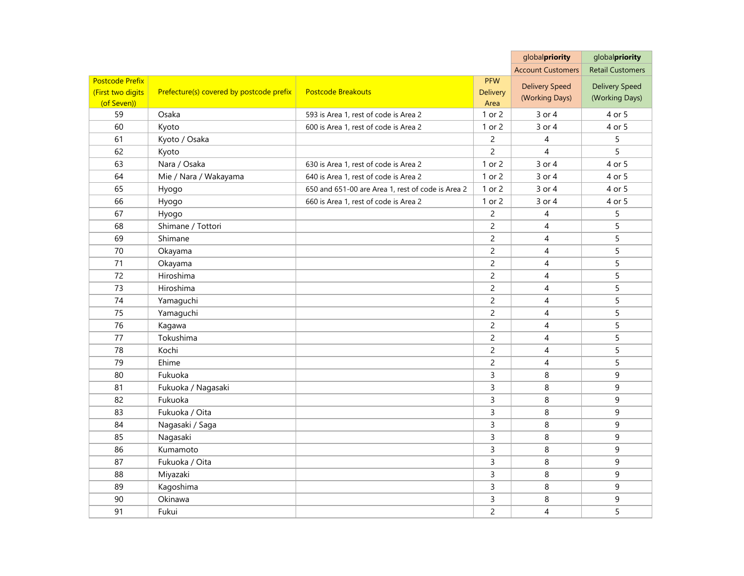| | | | | globalpriority | globalpriority |
|---|---|---|---|---|---|
| | | | | Account Customers | Retail Customers |
| Postcode Prefix (First two digits (of Seven)) | Prefecture(s) covered by postcode prefix | Postcode Breakouts | PFW Delivery Area | Delivery Speed (Working Days) | Delivery Speed (Working Days) |
| 59 | Osaka | 593 is Area 1, rest of code is Area 2 | 1 or 2 | 3 or 4 | 4 or 5 |
| 60 | Kyoto | 600 is Area 1, rest of code is Area 2 | 1 or 2 | 3 or 4 | 4 or 5 |
| 61 | Kyoto / Osaka | | 2 | 4 | 5 |
| 62 | Kyoto | | 2 | 4 | 5 |
| 63 | Nara / Osaka | 630 is Area 1, rest of code is Area 2 | 1 or 2 | 3 or 4 | 4 or 5 |
| 64 | Mie / Nara / Wakayama | 640 is Area 1, rest of code is Area 2 | 1 or 2 | 3 or 4 | 4 or 5 |
| 65 | Hyogo | 650 and 651-00 are Area 1, rest of code is Area 2 | 1 or 2 | 3 or 4 | 4 or 5 |
| 66 | Hyogo | 660 is Area 1, rest of code is Area 2 | 1 or 2 | 3 or 4 | 4 or 5 |
| 67 | Hyogo | | 2 | 4 | 5 |
| 68 | Shimane / Tottori | | 2 | 4 | 5 |
| 69 | Shimane | | 2 | 4 | 5 |
| 70 | Okayama | | 2 | 4 | 5 |
| 71 | Okayama | | 2 | 4 | 5 |
| 72 | Hiroshima | | 2 | 4 | 5 |
| 73 | Hiroshima | | 2 | 4 | 5 |
| 74 | Yamaguchi | | 2 | 4 | 5 |
| 75 | Yamaguchi | | 2 | 4 | 5 |
| 76 | Kagawa | | 2 | 4 | 5 |
| 77 | Tokushima | | 2 | 4 | 5 |
| 78 | Kochi | | 2 | 4 | 5 |
| 79 | Ehime | | 2 | 4 | 5 |
| 80 | Fukuoka | | 3 | 8 | 9 |
| 81 | Fukuoka / Nagasaki | | 3 | 8 | 9 |
| 82 | Fukuoka | | 3 | 8 | 9 |
| 83 | Fukuoka / Oita | | 3 | 8 | 9 |
| 84 | Nagasaki / Saga | | 3 | 8 | 9 |
| 85 | Nagasaki | | 3 | 8 | 9 |
| 86 | Kumamoto | | 3 | 8 | 9 |
| 87 | Fukuoka / Oita | | 3 | 8 | 9 |
| 88 | Miyazaki | | 3 | 8 | 9 |
| 89 | Kagoshima | | 3 | 8 | 9 |
| 90 | Okinawa | | 3 | 8 | 9 |
| 91 | Fukui | | 2 | 4 | 5 |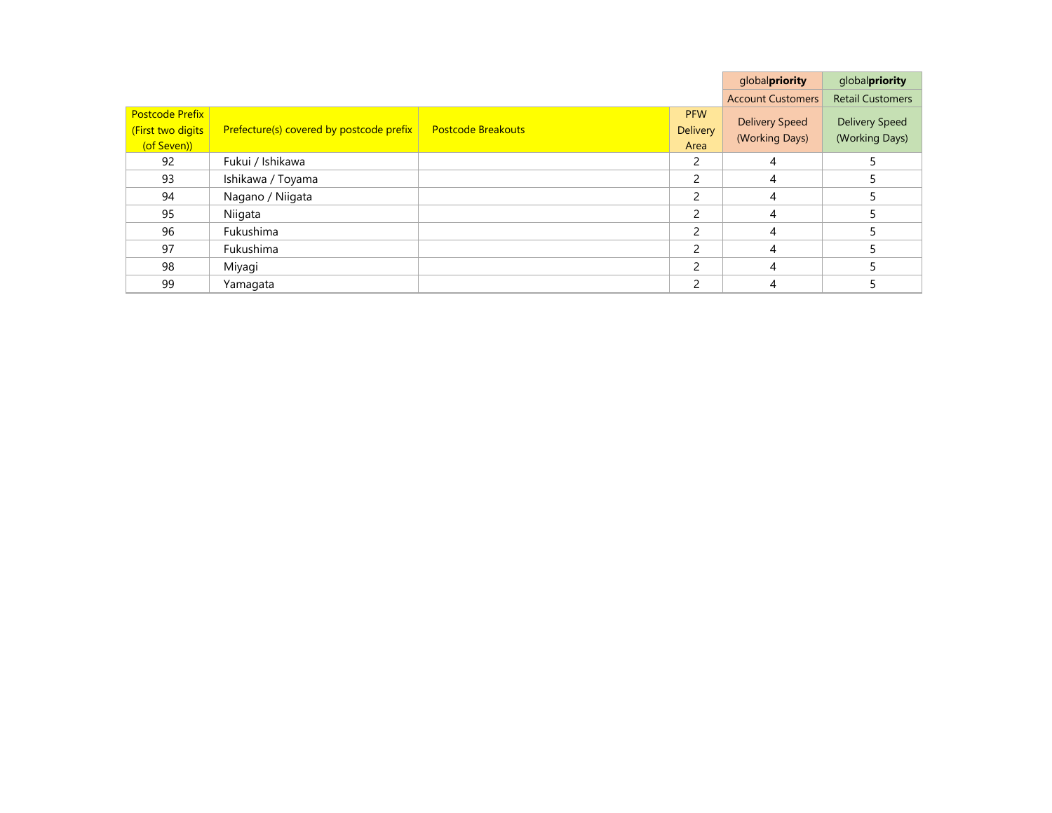| | | | | global**priority** | global**priority** |
|---|---|---|---|---|---|
| | | | | Account Customers | Retail Customers |
| Postcode Prefix (First two digits (of Seven)) | Prefecture(s) covered by postcode prefix | Postcode Breakouts | PFW Delivery Area | Delivery Speed (Working Days) | Delivery Speed (Working Days) |
| 92 | Fukui / Ishikawa | | 2 | 4 | 5 |
| 93 | Ishikawa / Toyama | | 2 | 4 | 5 |
| 94 | Nagano / Niigata | | 2 | 4 | 5 |
| 95 | Niigata | | 2 | 4 | 5 |
| 96 | Fukushima | | 2 | 4 | 5 |
| 97 | Fukushima | | 2 | 4 | 5 |
| 98 | Miyagi | | 2 | 4 | 5 |
| 99 | Yamagata | | 2 | 4 | 5 |